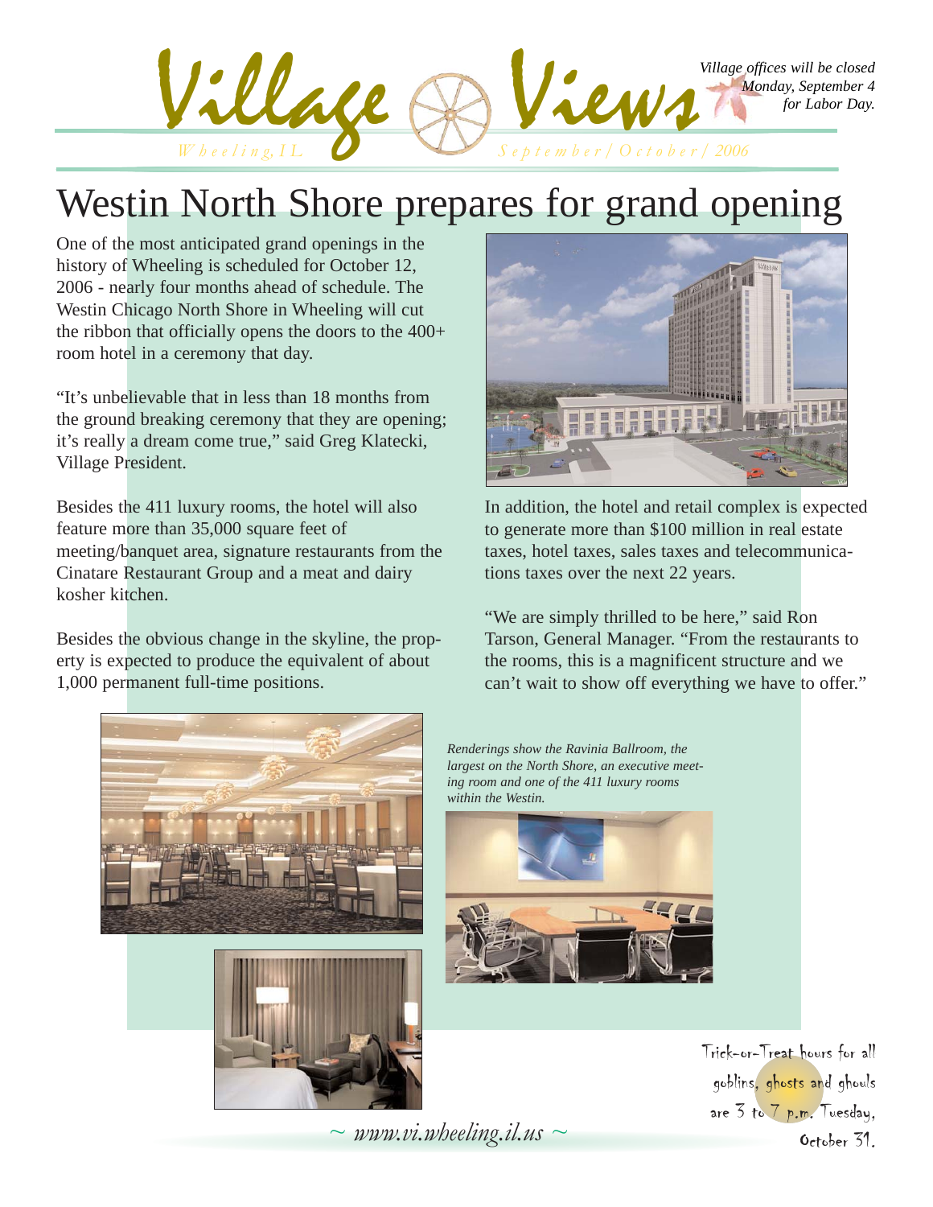# Village Views

*Wheeling, IL* *September/October/2006*

*Village offices will be closed Monday, September 4 for Labor Day.*

# Westin North Shore prepares for grand opening

One of the most anticipated grand openings in the history of Wheeling is scheduled for October 12, 2006 - nearly four months ahead of schedule. The Westin Chicago North Shore in Wheeling will cut the ribbon that officially opens the doors to the 400+ room hotel in a ceremony that day.

"It's unbelievable that in less than 18 months from the ground breaking ceremony that they are opening; it's really a dream come true," said Greg Klatecki, Village President.

Besides the 411 luxury rooms, the hotel will also feature more than 35,000 square feet of meeting/banquet area, signature restaurants from the Cinatare Restaurant Group and a meat and dairy kosher kitchen.

Besides the obvious change in the skyline, the property is expected to produce the equivalent of about 1,000 permanent full-time positions.

In addition, the hotel and retail complex is expected to generate more than $100 million in real estate taxes, hotel taxes, sales taxes and telecommunications taxes over the next 22 years.

"We are simply thrilled to be here," said Ron Tarson, General Manager. "From the restaurants to the rooms, this is a magnificent structure and we can't wait to show off everything we have to offer."

*Renderings show the Ravinia Ballroom, the largest on the North Shore, an executive meeting room and one of the 411 luxury rooms within the Westin.*

Trick-or-Treat hours for all goblins, ghosts and ghouls are 3 to 7 p.m. Tuesday, October 31.

~ *www.vi.wheeling.il.us* ~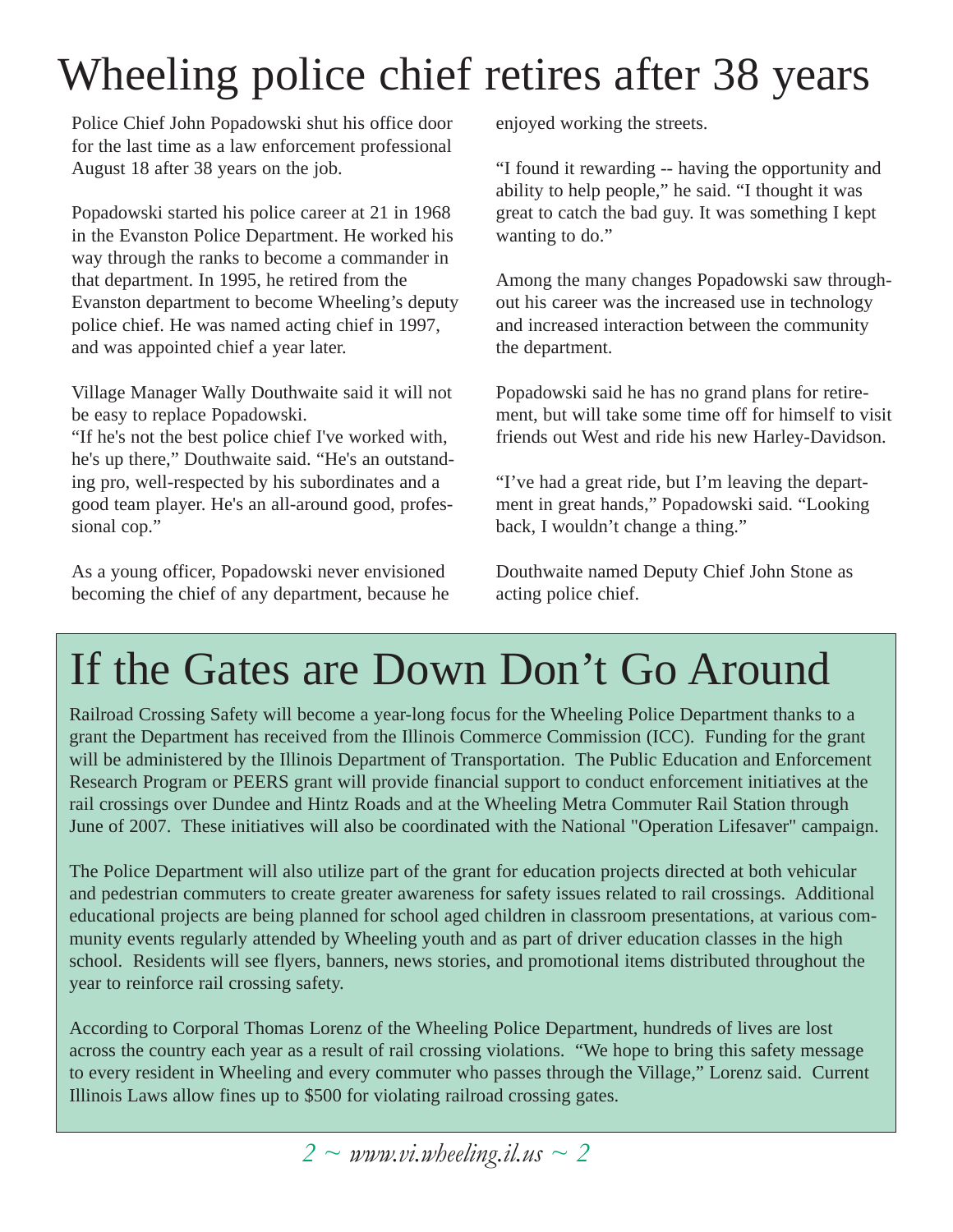# Wheeling police chief retires after 38 years

Police Chief John Popadowski shut his office door for the last time as a law enforcement professional August 18 after 38 years on the job.

Popadowski started his police career at 21 in 1968 in the Evanston Police Department. He worked his way through the ranks to become a commander in that department. In 1995, he retired from the Evanston department to become Wheeling's deputy police chief. He was named acting chief in 1997, and was appointed chief a year later.

Village Manager Wally Douthwaite said it will not be easy to replace Popadowski.

"If he's not the best police chief I've worked with, he's up there," Douthwaite said. "He's an outstanding pro, well-respected by his subordinates and a good team player. He's an all-around good, professional cop."

As a young officer, Popadowski never envisioned becoming the chief of any department, because he enjoyed working the streets.

"I found it rewarding -- having the opportunity and ability to help people," he said. "I thought it was great to catch the bad guy. It was something I kept wanting to do."

Among the many changes Popadowski saw throughout his career was the increased use in technology and increased interaction between the community the department.

Popadowski said he has no grand plans for retirement, but will take some time off for himself to visit friends out West and ride his new Harley-Davidson.

"I've had a great ride, but I'm leaving the department in great hands," Popadowski said. "Looking back, I wouldn't change a thing."

Douthwaite named Deputy Chief John Stone as acting police chief.

# If the Gates are Down Don't Go Around

Railroad Crossing Safety will become a year-long focus for the Wheeling Police Department thanks to a grant the Department has received from the Illinois Commerce Commission (ICC). Funding for the grant will be administered by the Illinois Department of Transportation. The Public Education and Enforcement Research Program or PEERS grant will provide financial support to conduct enforcement initiatives at the rail crossings over Dundee and Hintz Roads and at the Wheeling Metra Commuter Rail Station through June of 2007. These initiatives will also be coordinated with the National "Operation Lifesaver" campaign.

The Police Department will also utilize part of the grant for education projects directed at both vehicular and pedestrian commuters to create greater awareness for safety issues related to rail crossings. Additional educational projects are being planned for school aged children in classroom presentations, at various community events regularly attended by Wheeling youth and as part of driver education classes in the high school. Residents will see flyers, banners, news stories, and promotional items distributed throughout the year to reinforce rail crossing safety.

According to Corporal Thomas Lorenz of the Wheeling Police Department, hundreds of lives are lost across the country each year as a result of rail crossing violations. "We hope to bring this safety message to every resident in Wheeling and every commuter who passes through the Village," Lorenz said. Current Illinois Laws allow fines up to $500 for violating railroad crossing gates.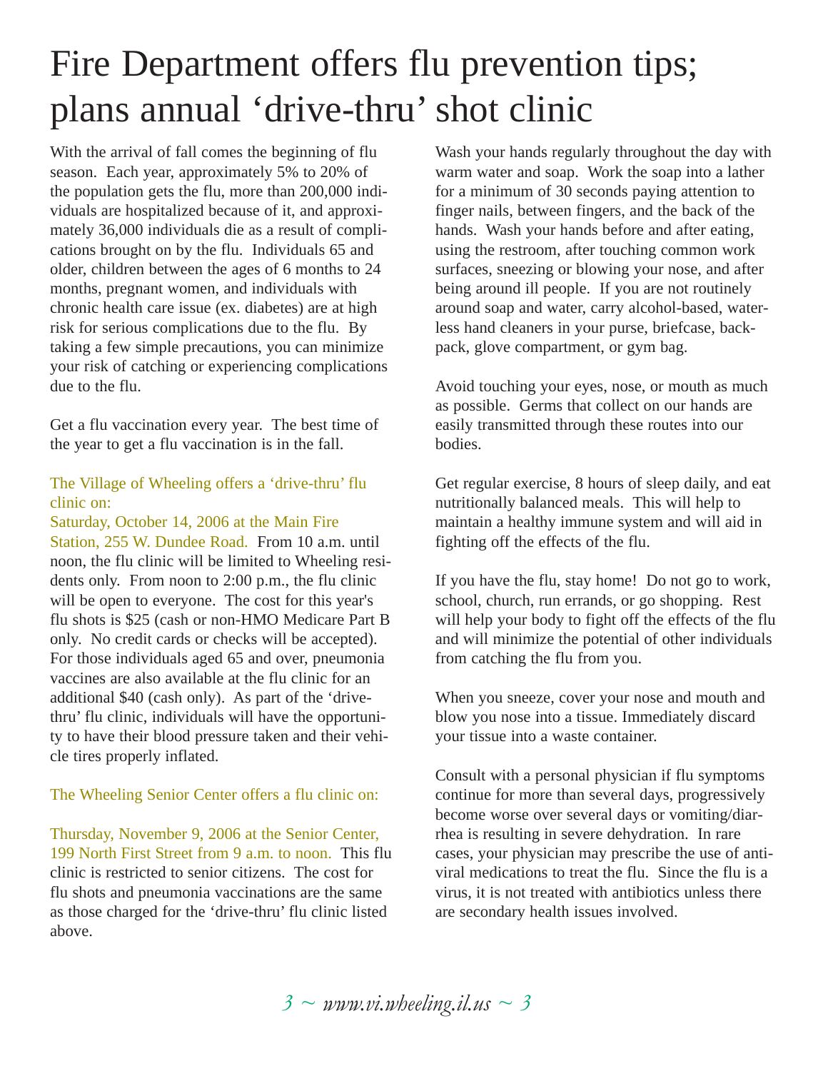# Fire Department offers flu prevention tips; plans annual 'drive-thru' shot clinic

With the arrival of fall comes the beginning of flu season. Each year, approximately 5% to 20% of the population gets the flu, more than 200,000 individuals are hospitalized because of it, and approximately 36,000 individuals die as a result of complications brought on by the flu. Individuals 65 and older, children between the ages of 6 months to 24 months, pregnant women, and individuals with chronic health care issue (ex. diabetes) are at high risk for serious complications due to the flu. By taking a few simple precautions, you can minimize your risk of catching or experiencing complications due to the flu.

Get a flu vaccination every year. The best time of the year to get a flu vaccination is in the fall.

The Village of Wheeling offers a 'drive-thru' flu clinic on:
Saturday, October 14, 2006 at the Main Fire Station, 255 W. Dundee Road. From 10 a.m. until noon, the flu clinic will be limited to Wheeling residents only. From noon to 2:00 p.m., the flu clinic will be open to everyone. The cost for this year's flu shots is $25 (cash or non-HMO Medicare Part B only. No credit cards or checks will be accepted). For those individuals aged 65 and over, pneumonia vaccines are also available at the flu clinic for an additional $40 (cash only). As part of the 'drive-thru' flu clinic, individuals will have the opportunity to have their blood pressure taken and their vehicle tires properly inflated.

The Wheeling Senior Center offers a flu clinic on:

Thursday, November 9, 2006 at the Senior Center, 199 North First Street from 9 a.m. to noon. This flu clinic is restricted to senior citizens. The cost for flu shots and pneumonia vaccinations are the same as those charged for the 'drive-thru' flu clinic listed above.

Wash your hands regularly throughout the day with warm water and soap. Work the soap into a lather for a minimum of 30 seconds paying attention to finger nails, between fingers, and the back of the hands. Wash your hands before and after eating, using the restroom, after touching common work surfaces, sneezing or blowing your nose, and after being around ill people. If you are not routinely around soap and water, carry alcohol-based, waterless hand cleaners in your purse, briefcase, backpack, glove compartment, or gym bag.

Avoid touching your eyes, nose, or mouth as much as possible. Germs that collect on our hands are easily transmitted through these routes into our bodies.

Get regular exercise, 8 hours of sleep daily, and eat nutritionally balanced meals. This will help to maintain a healthy immune system and will aid in fighting off the effects of the flu.

If you have the flu, stay home! Do not go to work, school, church, run errands, or go shopping. Rest will help your body to fight off the effects of the flu and will minimize the potential of other individuals from catching the flu from you.

When you sneeze, cover your nose and mouth and blow you nose into a tissue. Immediately discard your tissue into a waste container.

Consult with a personal physician if flu symptoms continue for more than several days, progressively become worse over several days or vomiting/diarrhea is resulting in severe dehydration. In rare cases, your physician may prescribe the use of antiviral medications to treat the flu. Since the flu is a virus, it is not treated with antibiotics unless there are secondary health issues involved.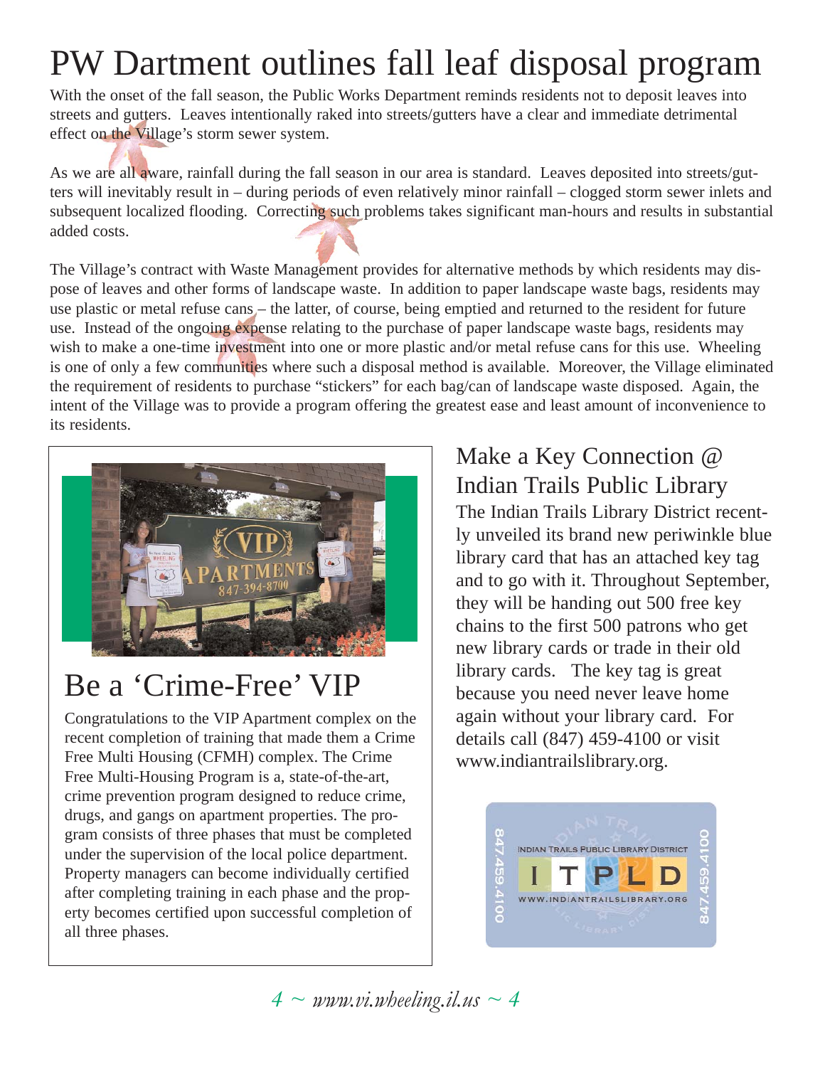# PW Dartment outlines fall leaf disposal program

With the onset of the fall season, the Public Works Department reminds residents not to deposit leaves into streets and gutters. Leaves intentionally raked into streets/gutters have a clear and immediate detrimental effect on the Village's storm sewer system.

As we are all aware, rainfall during the fall season in our area is standard. Leaves deposited into streets/gutters will inevitably result in – during periods of even relatively minor rainfall – clogged storm sewer inlets and subsequent localized flooding. Correcting such problems takes significant man-hours and results in substantial added costs.

The Village's contract with Waste Management provides for alternative methods by which residents may dispose of leaves and other forms of landscape waste. In addition to paper landscape waste bags, residents may use plastic or metal refuse cans – the latter, of course, being emptied and returned to the resident for future use. Instead of the ongoing expense relating to the purchase of paper landscape waste bags, residents may wish to make a one-time investment into one or more plastic and/or metal refuse cans for this use. Wheeling is one of only a few communities where such a disposal method is available. Moreover, the Village eliminated the requirement of residents to purchase "stickers" for each bag/can of landscape waste disposed. Again, the intent of the Village was to provide a program offering the greatest ease and least amount of inconvenience to its residents.

## Be a 'Crime-Free' VIP

Congratulations to the VIP Apartment complex on the recent completion of training that made them a Crime Free Multi Housing (CFMH) complex. The Crime Free Multi-Housing Program is a, state-of-the-art, crime prevention program designed to reduce crime, drugs, and gangs on apartment properties. The program consists of three phases that must be completed under the supervision of the local police department. Property managers can become individually certified after completing training in each phase and the property becomes certified upon successful completion of all three phases.

## Make a Key Connection @ Indian Trails Public Library

The Indian Trails Library District recently unveiled its brand new periwinkle blue library card that has an attached key tag and to go with it. Throughout September, they will be handing out 500 free key chains to the first 500 patrons who get new library cards or trade in their old library cards. The key tag is great because you need never leave home again without your library card. For details call (847) 459-4100 or visit www.indiantrailslibrary.org.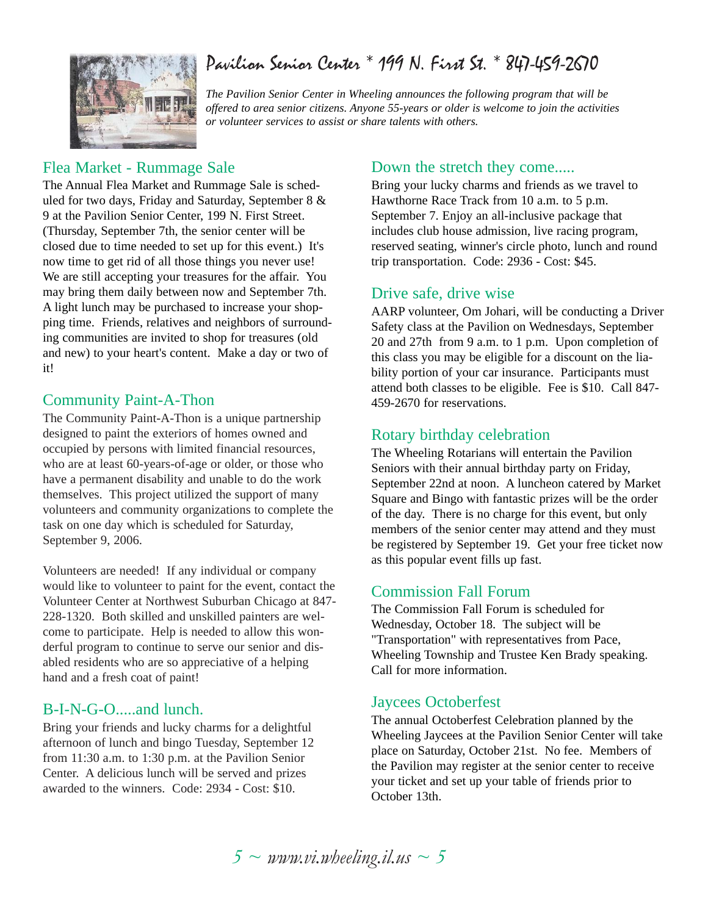# Pavilion Senior Center * 199 N. First St. * 847-459-2670

*The Pavilion Senior Center in Wheeling announces the following program that will be offered to area senior citizens. Anyone 55-years or older is welcome to join the activities or volunteer services to assist or share talents with others.*

## Flea Market - Rummage Sale

The Annual Flea Market and Rummage Sale is scheduled for two days, Friday and Saturday, September 8 & 9 at the Pavilion Senior Center, 199 N. First Street. (Thursday, September 7th, the senior center will be closed due to time needed to set up for this event.) It's now time to get rid of all those things you never use! We are still accepting your treasures for the affair. You may bring them daily between now and September 7th. A light lunch may be purchased to increase your shopping time. Friends, relatives and neighbors of surrounding communities are invited to shop for treasures (old and new) to your heart's content. Make a day or two of it!

## Community Paint-A-Thon

The Community Paint-A-Thon is a unique partnership designed to paint the exteriors of homes owned and occupied by persons with limited financial resources, who are at least 60-years-of-age or older, or those who have a permanent disability and unable to do the work themselves. This project utilized the support of many volunteers and community organizations to complete the task on one day which is scheduled for Saturday, September 9, 2006.

Volunteers are needed! If any individual or company would like to volunteer to paint for the event, contact the Volunteer Center at Northwest Suburban Chicago at 847-228-1320. Both skilled and unskilled painters are welcome to participate. Help is needed to allow this wonderful program to continue to serve our senior and disabled residents who are so appreciative of a helping hand and a fresh coat of paint!

## B-I-N-G-O.....and lunch.

Bring your friends and lucky charms for a delightful afternoon of lunch and bingo Tuesday, September 12 from 11:30 a.m. to 1:30 p.m. at the Pavilion Senior Center. A delicious lunch will be served and prizes awarded to the winners. Code: 2934 - Cost: $10.

## Down the stretch they come.....

Bring your lucky charms and friends as we travel to Hawthorne Race Track from 10 a.m. to 5 p.m. September 7. Enjoy an all-inclusive package that includes club house admission, live racing program, reserved seating, winner's circle photo, lunch and round trip transportation. Code: 2936 - Cost: $45.

## Drive safe, drive wise

AARP volunteer, Om Johari, will be conducting a Driver Safety class at the Pavilion on Wednesdays, September 20 and 27th from 9 a.m. to 1 p.m. Upon completion of this class you may be eligible for a discount on the liability portion of your car insurance. Participants must attend both classes to be eligible. Fee is $10. Call 847-459-2670 for reservations.

## Rotary birthday celebration

The Wheeling Rotarians will entertain the Pavilion Seniors with their annual birthday party on Friday, September 22nd at noon. A luncheon catered by Market Square and Bingo with fantastic prizes will be the order of the day. There is no charge for this event, but only members of the senior center may attend and they must be registered by September 19. Get your free ticket now as this popular event fills up fast.

## Commission Fall Forum

The Commission Fall Forum is scheduled for Wednesday, October 18. The subject will be "Transportation" with representatives from Pace, Wheeling Township and Trustee Ken Brady speaking. Call for more information.

## Jaycees Octoberfest

The annual Octoberfest Celebration planned by the Wheeling Jaycees at the Pavilion Senior Center will take place on Saturday, October 21st. No fee. Members of the Pavilion may register at the senior center to receive your ticket and set up your table of friends prior to October 13th.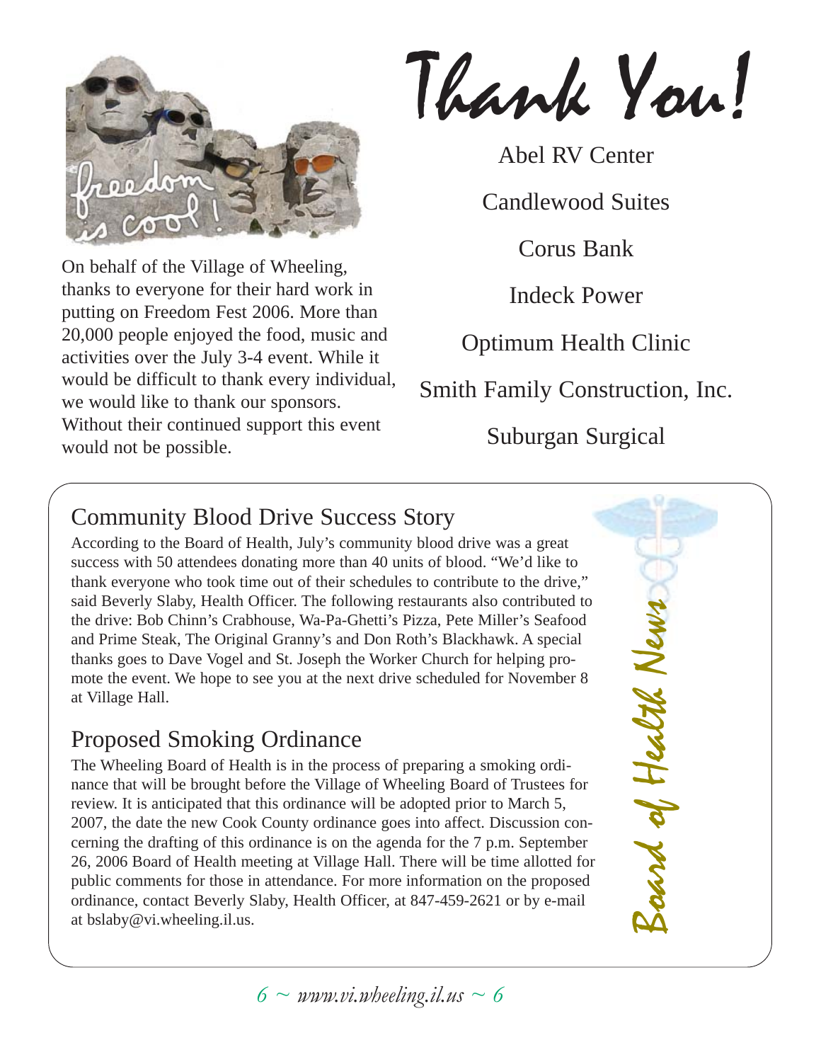# Thank You!

On behalf of the Village of Wheeling, thanks to everyone for their hard work in putting on Freedom Fest 2006. More than 20,000 people enjoyed the food, music and activities over the July 3-4 event. While it would be difficult to thank every individual, we would like to thank our sponsors. Without their continued support this event would not be possible.

Abel RV Center

Candlewood Suites

Corus Bank

Indeck Power

Optimum Health Clinic

Smith Family Construction, Inc.

Suburgan Surgical

## Board of Health News

### Community Blood Drive Success Story

According to the Board of Health, July's community blood drive was a great success with 50 attendees donating more than 40 units of blood. "We'd like to thank everyone who took time out of their schedules to contribute to the drive," said Beverly Slaby, Health Officer. The following restaurants also contributed to the drive: Bob Chinn's Crabhouse, Wa-Pa-Ghetti's Pizza, Pete Miller's Seafood and Prime Steak, The Original Granny's and Don Roth's Blackhawk. A special thanks goes to Dave Vogel and St. Joseph the Worker Church for helping promote the event. We hope to see you at the next drive scheduled for November 8 at Village Hall.

### Proposed Smoking Ordinance

The Wheeling Board of Health is in the process of preparing a smoking ordinance that will be brought before the Village of Wheeling Board of Trustees for review. It is anticipated that this ordinance will be adopted prior to March 5, 2007, the date the new Cook County ordinance goes into affect. Discussion concerning the drafting of this ordinance is on the agenda for the 7 p.m. September 26, 2006 Board of Health meeting at Village Hall. There will be time allotted for public comments for those in attendance. For more information on the proposed ordinance, contact Beverly Slaby, Health Officer, at 847-459-2621 or by e-mail at bslaby@vi.wheeling.il.us.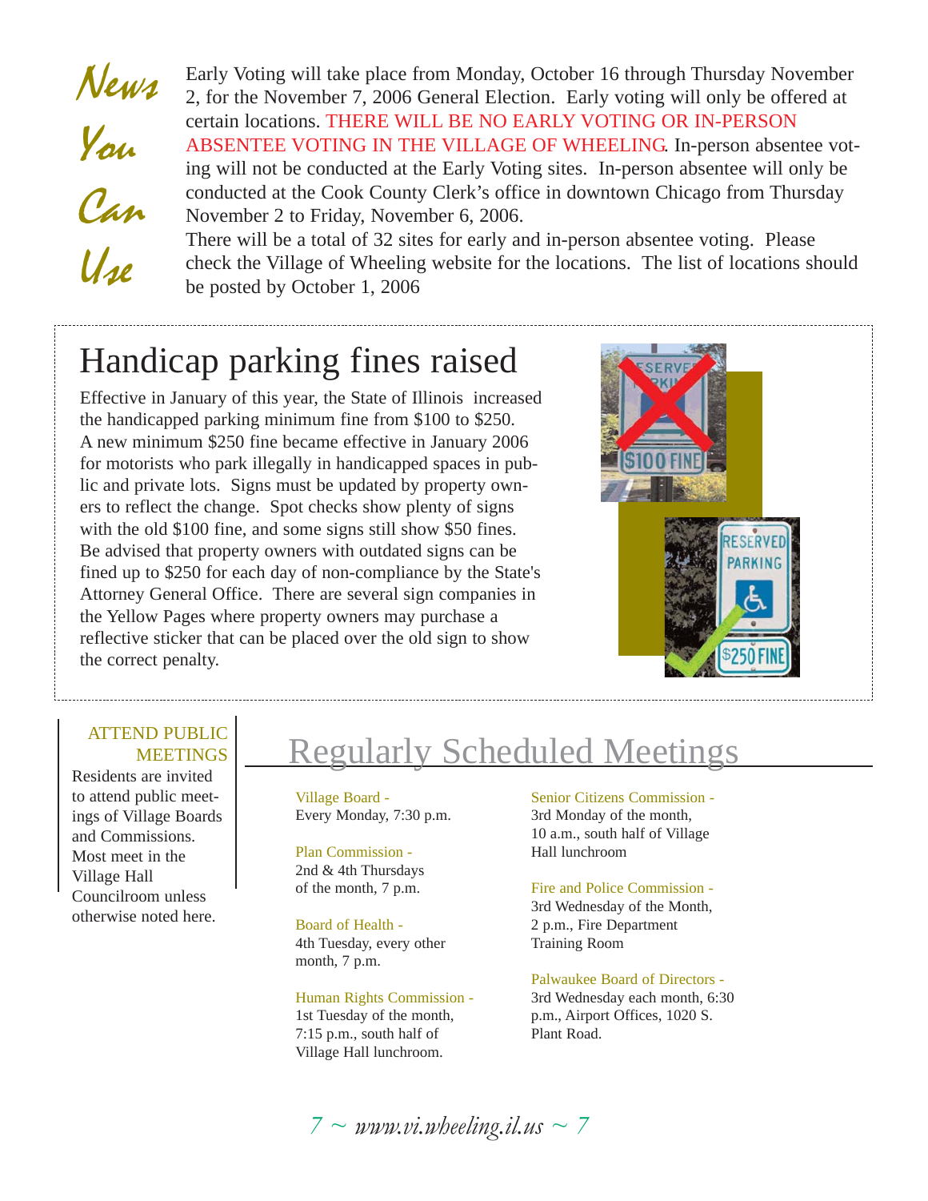## News You Can Use

Early Voting will take place from Monday, October 16 through Thursday November 2, for the November 7, 2006 General Election. Early voting will only be offered at certain locations. THERE WILL BE NO EARLY VOTING OR IN-PERSON ABSENTEE VOTING IN THE VILLAGE OF WHEELING. In-person absentee voting will not be conducted at the Early Voting sites. In-person absentee will only be conducted at the Cook County Clerk's office in downtown Chicago from Thursday November 2 to Friday, November 6, 2006.

There will be a total of 32 sites for early and in-person absentee voting. Please check the Village of Wheeling website for the locations. The list of locations should be posted by October 1, 2006

# Handicap parking fines raised

Effective in January of this year, the State of Illinois increased the handicapped parking minimum fine from $100 to $250. A new minimum $250 fine became effective in January 2006 for motorists who park illegally in handicapped spaces in public and private lots. Signs must be updated by property owners to reflect the change. Spot checks show plenty of signs with the old $100 fine, and some signs still show $50 fines. Be advised that property owners with outdated signs can be fined up to $250 for each day of non-compliance by the State's Attorney General Office. There are several sign companies in the Yellow Pages where property owners may purchase a reflective sticker that can be placed over the old sign to show the correct penalty.

### ATTEND PUBLIC MEETINGS

Residents are invited to attend public meetings of Village Boards and Commissions. Most meet in the Village Hall Councilroom unless otherwise noted here.

## Regularly Scheduled Meetings

**Village Board -**
Every Monday, 7:30 p.m.

**Plan Commission -**
2nd & 4th Thursdays of the month, 7 p.m.

**Board of Health -**
4th Tuesday, every other month, 7 p.m.

**Human Rights Commission -**
1st Tuesday of the month, 7:15 p.m., south half of Village Hall lunchroom.

**Senior Citizens Commission -**
3rd Monday of the month, 10 a.m., south half of Village Hall lunchroom

**Fire and Police Commission -**
3rd Wednesday of the Month, 2 p.m., Fire Department Training Room

**Palwaukee Board of Directors -**
3rd Wednesday each month, 6:30 p.m., Airport Offices, 1020 S. Plant Road.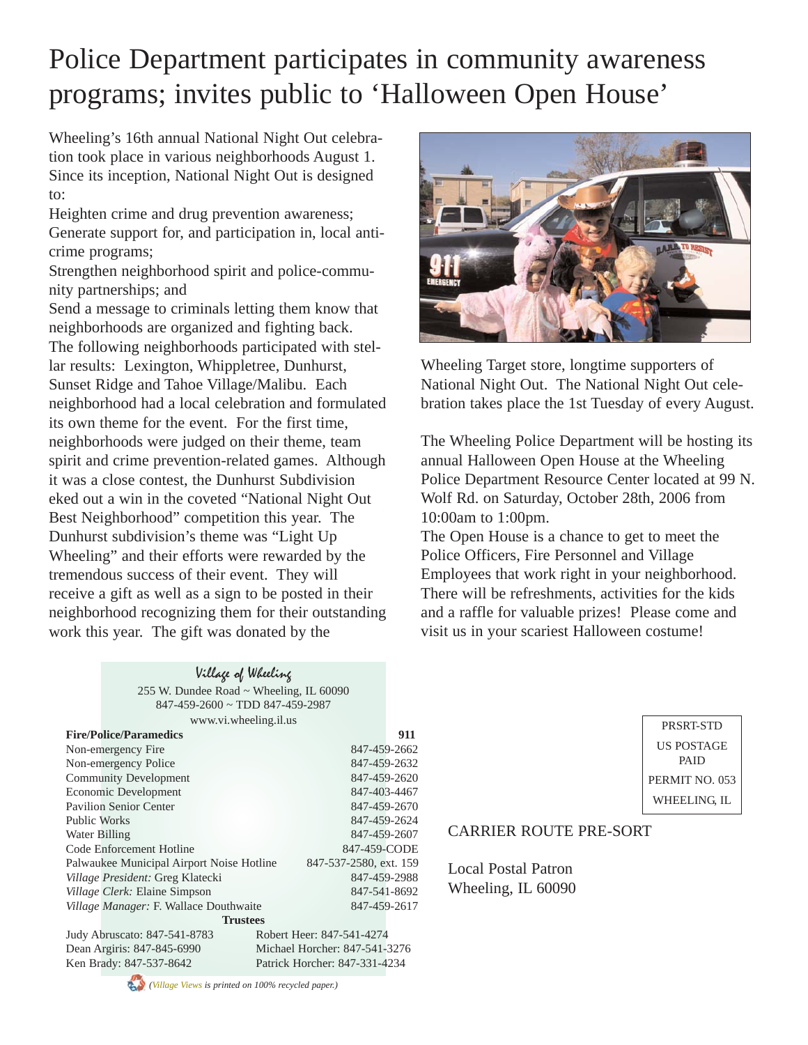# Police Department participates in community awareness programs; invites public to 'Halloween Open House'

Wheeling's 16th annual National Night Out celebration took place in various neighborhoods August 1. Since its inception, National Night Out is designed to:

Heighten crime and drug prevention awareness;
Generate support for, and participation in, local anti-crime programs;
Strengthen neighborhood spirit and police-community partnerships; and
Send a message to criminals letting them know that neighborhoods are organized and fighting back.
The following neighborhoods participated with stellar results: Lexington, Whippletree, Dunhurst, Sunset Ridge and Tahoe Village/Malibu. Each neighborhood had a local celebration and formulated its own theme for the event. For the first time, neighborhoods were judged on their theme, team spirit and crime prevention-related games. Although it was a close contest, the Dunhurst Subdivision eked out a win in the coveted "National Night Out Best Neighborhood" competition this year. The Dunhurst subdivision's theme was "Light Up Wheeling" and their efforts were rewarded by the tremendous success of their event. They will receive a gift as well as a sign to be posted in their neighborhood recognizing them for their outstanding work this year. The gift was donated by the Wheeling Target store, longtime supporters of National Night Out. The National Night Out celebration takes place the 1st Tuesday of every August.

The Wheeling Police Department will be hosting its annual Halloween Open House at the Wheeling Police Department Resource Center located at 99 N. Wolf Rd. on Saturday, October 28th, 2006 from 10:00am to 1:00pm.
The Open House is a chance to get to meet the Police Officers, Fire Personnel and Village Employees that work right in your neighborhood. There will be refreshments, activities for the kids and a raffle for valuable prizes! Please come and visit us in your scariest Halloween costume!

*Village of Wheeling*
255 W. Dundee Road ~ Wheeling, IL 60090
847-459-2600 ~ TDD 847-459-2987
www.vi.wheeling.il.us

| | |
|---|---|
| **Fire/Police/Paramedics** | **911** |
| Non-emergency Fire | 847-459-2662 |
| Non-emergency Police | 847-459-2632 |
| Community Development | 847-459-2620 |
| Economic Development | 847-403-4467 |
| Pavilion Senior Center | 847-459-2670 |
| Public Works | 847-459-2624 |
| Water Billing | 847-459-2607 |
| Code Enforcement Hotline | 847-459-CODE |
| Palwaukee Municipal Airport Noise Hotline | 847-537-2580, ext. 159 |
| *Village President:* Greg Klatecki | 847-459-2988 |
| *Village Clerk:* Elaine Simpson | 847-541-8692 |
| *Village Manager:* F. Wallace Douthwaite | 847-459-2617 |

**Trustees**

| | |
|---|---|
| Judy Abruscato: 847-541-8783 | Robert Heer: 847-541-4274 |
| Dean Argiris: 847-845-6990 | Michael Horcher: 847-541-3276 |
| Ken Brady: 847-537-8642 | Patrick Horcher: 847-331-4234 |

*(Village Views is printed on 100% recycled paper.)*

PRSRT-STD
US POSTAGE
PAID
PERMIT NO. 053
WHEELING, IL

CARRIER ROUTE PRE-SORT

Local Postal Patron
Wheeling, IL 60090